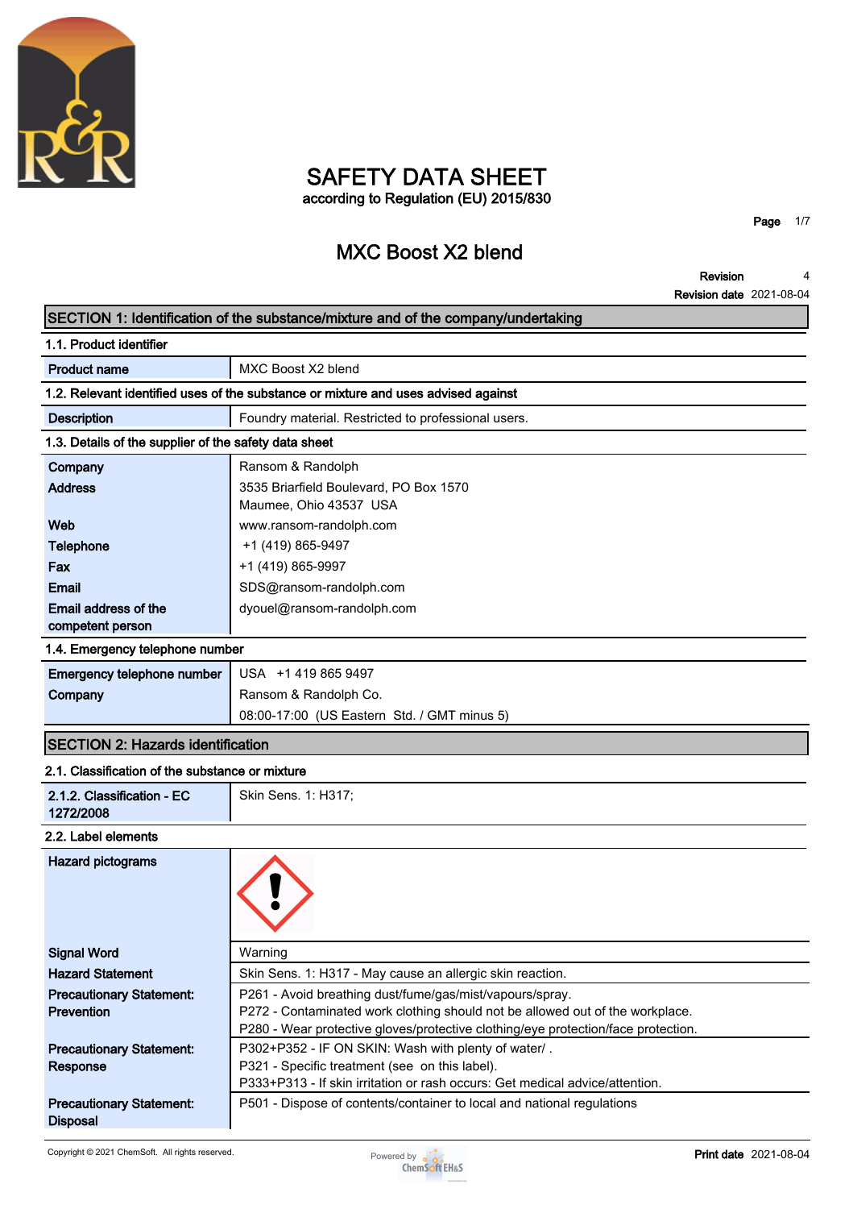# SAFETY DATA SHEET

according to Regulation (EU) 2015/830

## MXC Boost X2 blend

**Revision** 4
**Revision date** 2021-08-04

## SECTION 1: Identification of the substance/mixture and of the company/undertaking

### 1.1. Product identifier

| | |
|---|---|
| **Product name** | MXC Boost X2 blend |

### 1.2. Relevant identified uses of the substance or mixture and uses advised against

| | |
|---|---|
| **Description** | Foundry material. Restricted to professional users. |

### 1.3. Details of the supplier of the safety data sheet

| | |
|---|---|
| **Company** | Ransom & Randolph |
| **Address** | 3535 Briarfield Boulevard, PO Box 1570<br>Maumee, Ohio 43537 USA |
| **Web** | www.ransom-randolph.com |
| **Telephone** | +1 (419) 865-9497 |
| **Fax** | +1 (419) 865-9997 |
| **Email** | SDS@ransom-randolph.com |
| **Email address of the competent person** | dyouel@ransom-randolph.com |

### 1.4. Emergency telephone number

| | |
|---|---|
| **Emergency telephone number** | USA +1 419 865 9497 |
| **Company** | Ransom & Randolph Co.<br>08:00-17:00 (US Eastern Std. / GMT minus 5) |

## SECTION 2: Hazards identification

### 2.1. Classification of the substance or mixture

| | |
|---|---|
| **2.1.2. Classification - EC 1272/2008** | Skin Sens. 1: H317; |

### 2.2. Label elements

| | |
|---|---|
| **Hazard pictograms** | |
| **Signal Word** | Warning |
| **Hazard Statement** | Skin Sens. 1: H317 - May cause an allergic skin reaction. |
| **Precautionary Statement: Prevention** | P261 - Avoid breathing dust/fume/gas/mist/vapours/spray.<br>P272 - Contaminated work clothing should not be allowed out of the workplace.<br>P280 - Wear protective gloves/protective clothing/eye protection/face protection. |
| **Precautionary Statement: Response** | P302+P352 - IF ON SKIN: Wash with plenty of water/ .<br>P321 - Specific treatment (see on this label).<br>P333+P313 - If skin irritation or rash occurs: Get medical advice/attention. |
| **Precautionary Statement: Disposal** | P501 - Dispose of contents/container to local and national regulations |

Copyright © 2021 ChemSoft. All rights reserved.

**Print date** 2021-08-04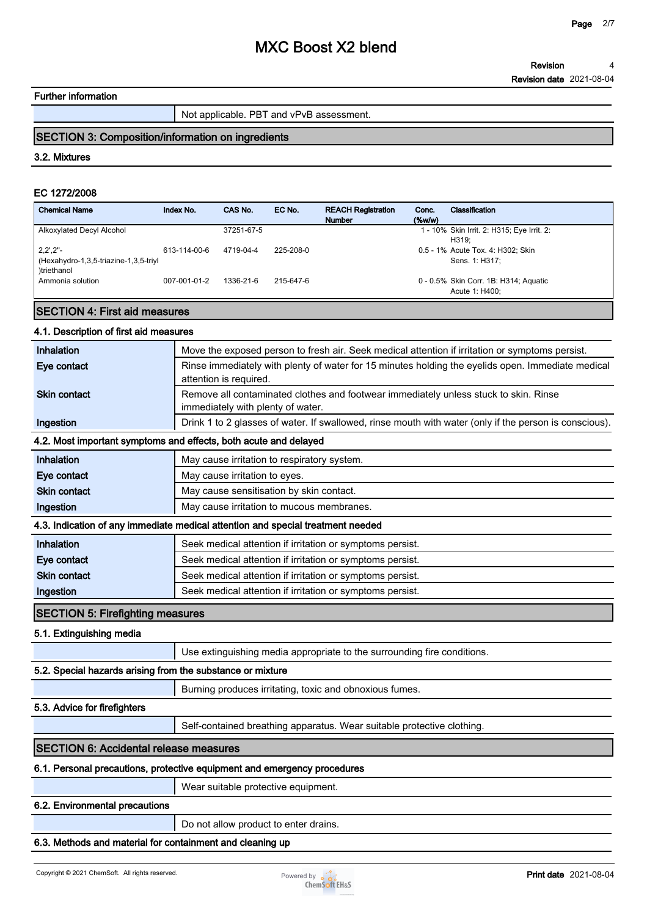**Further information**

| | |
|---|---|
| | Not applicable. PBT and vPvB assessment. |

## SECTION 3: Composition/information on ingredients

### 3.2. Mixtures

**EC 1272/2008**

| Chemical Name | Index No. | CAS No. | EC No. | REACH Registration Number | Conc. (%w/w) | Classification |
|---|---|---|---|---|---|---|
| Alkoxylated Decyl Alcohol | | 37251-67-5 | | | 1 - 10% | Skin Irrit. 2: H315; Eye Irrit. 2: H319; |
| 2,2',2''-(Hexahydro-1,3,5-triazine-1,3,5-triyl)triethanol | 613-114-00-6 | 4719-04-4 | 225-208-0 | | 0.5 - 1% | Acute Tox. 4: H302; Skin Sens. 1: H317; |
| Ammonia solution | 007-001-01-2 | 1336-21-6 | 215-647-6 | | 0 - 0.5% | Skin Corr. 1B: H314; Aquatic Acute 1: H400; |

## SECTION 4: First aid measures

### 4.1. Description of first aid measures

| | |
|---|---|
| **Inhalation** | Move the exposed person to fresh air. Seek medical attention if irritation or symptoms persist. |
| **Eye contact** | Rinse immediately with plenty of water for 15 minutes holding the eyelids open. Immediate medical attention is required. |
| **Skin contact** | Remove all contaminated clothes and footwear immediately unless stuck to skin. Rinse immediately with plenty of water. |
| **Ingestion** | Drink 1 to 2 glasses of water. If swallowed, rinse mouth with water (only if the person is conscious). |

### 4.2. Most important symptoms and effects, both acute and delayed

| | |
|---|---|
| **Inhalation** | May cause irritation to respiratory system. |
| **Eye contact** | May cause irritation to eyes. |
| **Skin contact** | May cause sensitisation by skin contact. |
| **Ingestion** | May cause irritation to mucous membranes. |

### 4.3. Indication of any immediate medical attention and special treatment needed

| | |
|---|---|
| **Inhalation** | Seek medical attention if irritation or symptoms persist. |
| **Eye contact** | Seek medical attention if irritation or symptoms persist. |
| **Skin contact** | Seek medical attention if irritation or symptoms persist. |
| **Ingestion** | Seek medical attention if irritation or symptoms persist. |

## SECTION 5: Firefighting measures

### 5.1. Extinguishing media

| | |
|---|---|
| | Use extinguishing media appropriate to the surrounding fire conditions. |

### 5.2. Special hazards arising from the substance or mixture

| | |
|---|---|
| | Burning produces irritating, toxic and obnoxious fumes. |

### 5.3. Advice for firefighters

| | |
|---|---|
| | Self-contained breathing apparatus. Wear suitable protective clothing. |

## SECTION 6: Accidental release measures

### 6.1. Personal precautions, protective equipment and emergency procedures

| | |
|---|---|
| | Wear suitable protective equipment. |

### 6.2. Environmental precautions

| | |
|---|---|
| | Do not allow product to enter drains. |

### 6.3. Methods and material for containment and cleaning up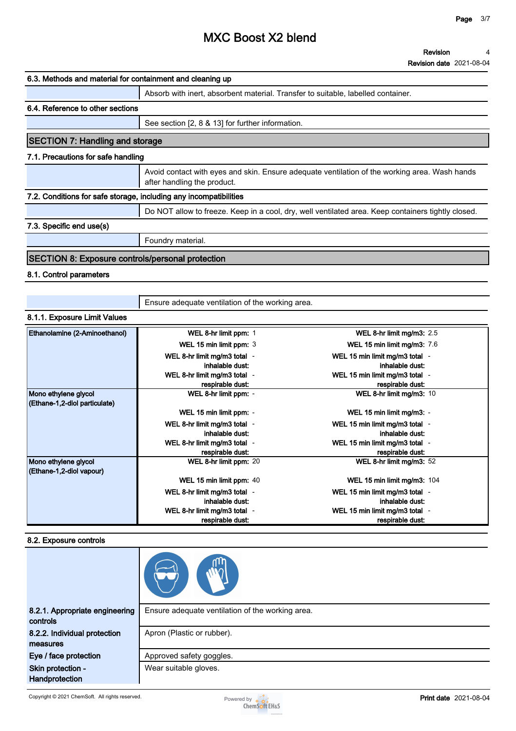### 6.3. Methods and material for containment and cleaning up

Absorb with inert, absorbent material. Transfer to suitable, labelled container.

### 6.4. Reference to other sections

See section [2, 8 & 13] for further information.

## SECTION 7: Handling and storage

### 7.1. Precautions for safe handling

Avoid contact with eyes and skin. Ensure adequate ventilation of the working area. Wash hands after handling the product.

### 7.2. Conditions for safe storage, including any incompatibilities

Do NOT allow to freeze. Keep in a cool, dry, well ventilated area. Keep containers tightly closed.

### 7.3. Specific end use(s)

Foundry material.

## SECTION 8: Exposure controls/personal protection

### 8.1. Control parameters

Ensure adequate ventilation of the working area.

### 8.1.1. Exposure Limit Values

| Substance | Parameter | Value | Parameter | Value |
|---|---|---|---|---|
| Ethanolamine (2-Aminoethanol) | WEL 8-hr limit ppm: | 1 | WEL 8-hr limit mg/m3: | 2.5 |
| | WEL 15 min limit ppm: | 3 | WEL 15 min limit mg/m3: | 7.6 |
| | WEL 8-hr limit mg/m3 total inhalable dust: | - | WEL 15 min limit mg/m3 total inhalable dust: | - |
| | WEL 8-hr limit mg/m3 total respirable dust: | - | WEL 15 min limit mg/m3 total respirable dust: | - |
| Mono ethylene glycol (Ethane-1,2-diol particulate) | WEL 8-hr limit ppm: | - | WEL 8-hr limit mg/m3: | 10 |
| | WEL 15 min limit ppm: | - | WEL 15 min limit mg/m3: | - |
| | WEL 8-hr limit mg/m3 total inhalable dust: | - | WEL 15 min limit mg/m3 total inhalable dust: | - |
| | WEL 8-hr limit mg/m3 total respirable dust: | - | WEL 15 min limit mg/m3 total respirable dust: | - |
| Mono ethylene glycol (Ethane-1,2-diol vapour) | WEL 8-hr limit ppm: | 20 | WEL 8-hr limit mg/m3: | 52 |
| | WEL 15 min limit ppm: | 40 | WEL 15 min limit mg/m3: | 104 |
| | WEL 8-hr limit mg/m3 total inhalable dust: | - | WEL 15 min limit mg/m3 total inhalable dust: | - |
| | WEL 8-hr limit mg/m3 total respirable dust: | - | WEL 15 min limit mg/m3 total respirable dust: | - |

### 8.2. Exposure controls

| | |
|---|---|
| 8.2.1. Appropriate engineering controls | Ensure adequate ventilation of the working area. |
| 8.2.2. Individual protection measures | Apron (Plastic or rubber). |
| Eye / face protection | Approved safety goggles. |
| Skin protection - Handprotection | Wear suitable gloves. |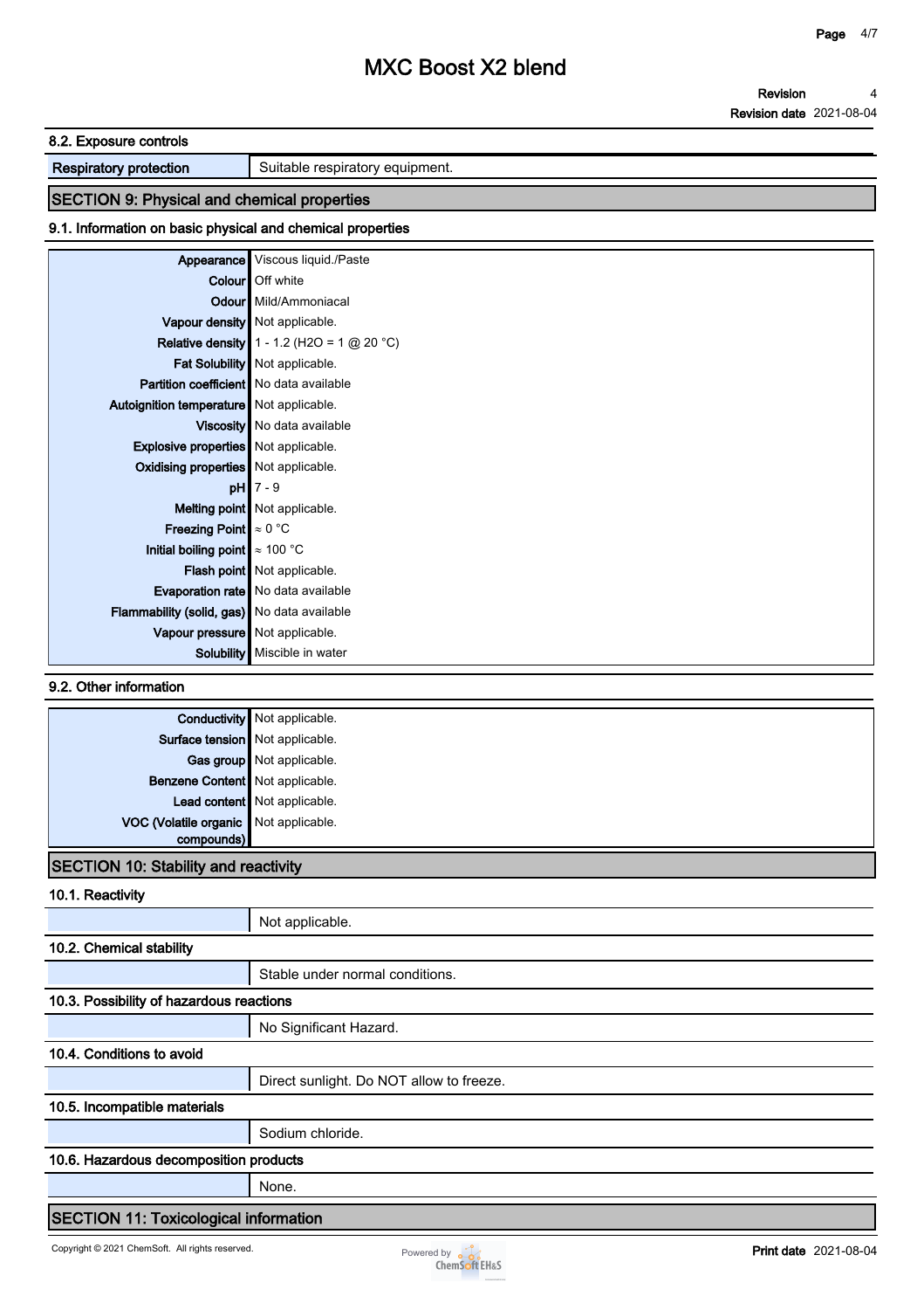### 8.2. Exposure controls

| | |
|---|---|
| Respiratory protection | Suitable respiratory equipment. |

## SECTION 9: Physical and chemical properties

### 9.1. Information on basic physical and chemical properties

| | |
|---|---|
| Appearance | Viscous liquid./Paste |
| Colour | Off white |
| Odour | Mild/Ammoniacal |
| Vapour density | Not applicable. |
| Relative density | 1 - 1.2 ($H_2O$ = 1 @ 20 °C) |
| Fat Solubility | Not applicable. |
| Partition coefficient | No data available |
| Autoignition temperature | Not applicable. |
| Viscosity | No data available |
| Explosive properties | Not applicable. |
| Oxidising properties | Not applicable. |
| pH | 7 - 9 |
| Melting point | Not applicable. |
| Freezing Point | ≈ 0 °C |
| Initial boiling point | ≈ 100 °C |
| Flash point | Not applicable. |
| Evaporation rate | No data available |
| Flammability (solid, gas) | No data available |
| Vapour pressure | Not applicable. |
| Solubility | Miscible in water |

### 9.2. Other information

| | |
|---|---|
| Conductivity | Not applicable. |
| Surface tension | Not applicable. |
| Gas group | Not applicable. |
| Benzene Content | Not applicable. |
| Lead content | Not applicable. |
| VOC (Volatile organic compounds) | Not applicable. |

## SECTION 10: Stability and reactivity

### 10.1. Reactivity

Not applicable.

### 10.2. Chemical stability

Stable under normal conditions.

### 10.3. Possibility of hazardous reactions

No Significant Hazard.

### 10.4. Conditions to avoid

Direct sunlight. Do NOT allow to freeze.

### 10.5. Incompatible materials

Sodium chloride.

### 10.6. Hazardous decomposition products

None.

## SECTION 11: Toxicological information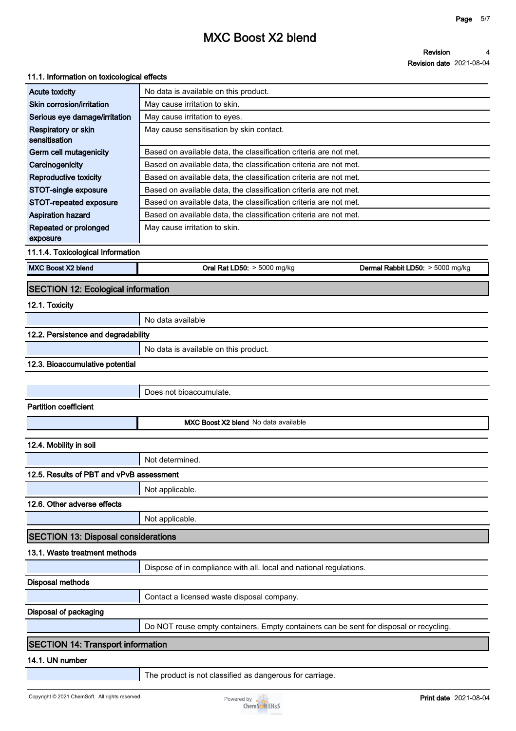### 11.1. Information on toxicological effects

| | |
|---|---|
| Acute toxicity | No data is available on this product. |
| Skin corrosion/irritation | May cause irritation to skin. |
| Serious eye damage/irritation | May cause irritation to eyes. |
| Respiratory or skin sensitisation | May cause sensitisation by skin contact. |
| Germ cell mutagenicity | Based on available data, the classification criteria are not met. |
| Carcinogenicity | Based on available data, the classification criteria are not met. |
| Reproductive toxicity | Based on available data, the classification criteria are not met. |
| STOT-single exposure | Based on available data, the classification criteria are not met. |
| STOT-repeated exposure | Based on available data, the classification criteria are not met. |
| Aspiration hazard | Based on available data, the classification criteria are not met. |
| Repeated or prolonged exposure | May cause irritation to skin. |

### 11.1.4. Toxicological Information

| | | |
|---|---|---|
| MXC Boost X2 blend | **Oral Rat LD50:** > 5000 mg/kg | **Dermal Rabbit LD50:** > 5000 mg/kg |

## SECTION 12: Ecological information

### 12.1. Toxicity

No data available

### 12.2. Persistence and degradability

No data is available on this product.

### 12.3. Bioaccumulative potential

Does not bioaccumulate.

**Partition coefficient**

**MXC Boost X2 blend** No data available

### 12.4. Mobility in soil

Not determined.

### 12.5. Results of PBT and vPvB assessment

Not applicable.

### 12.6. Other adverse effects

Not applicable.

## SECTION 13: Disposal considerations

### 13.1. Waste treatment methods

Dispose of in compliance with all. local and national regulations.

**Disposal methods**

Contact a licensed waste disposal company.

**Disposal of packaging**

Do NOT reuse empty containers. Empty containers can be sent for disposal or recycling.

## SECTION 14: Transport information

### 14.1. UN number

The product is not classified as dangerous for carriage.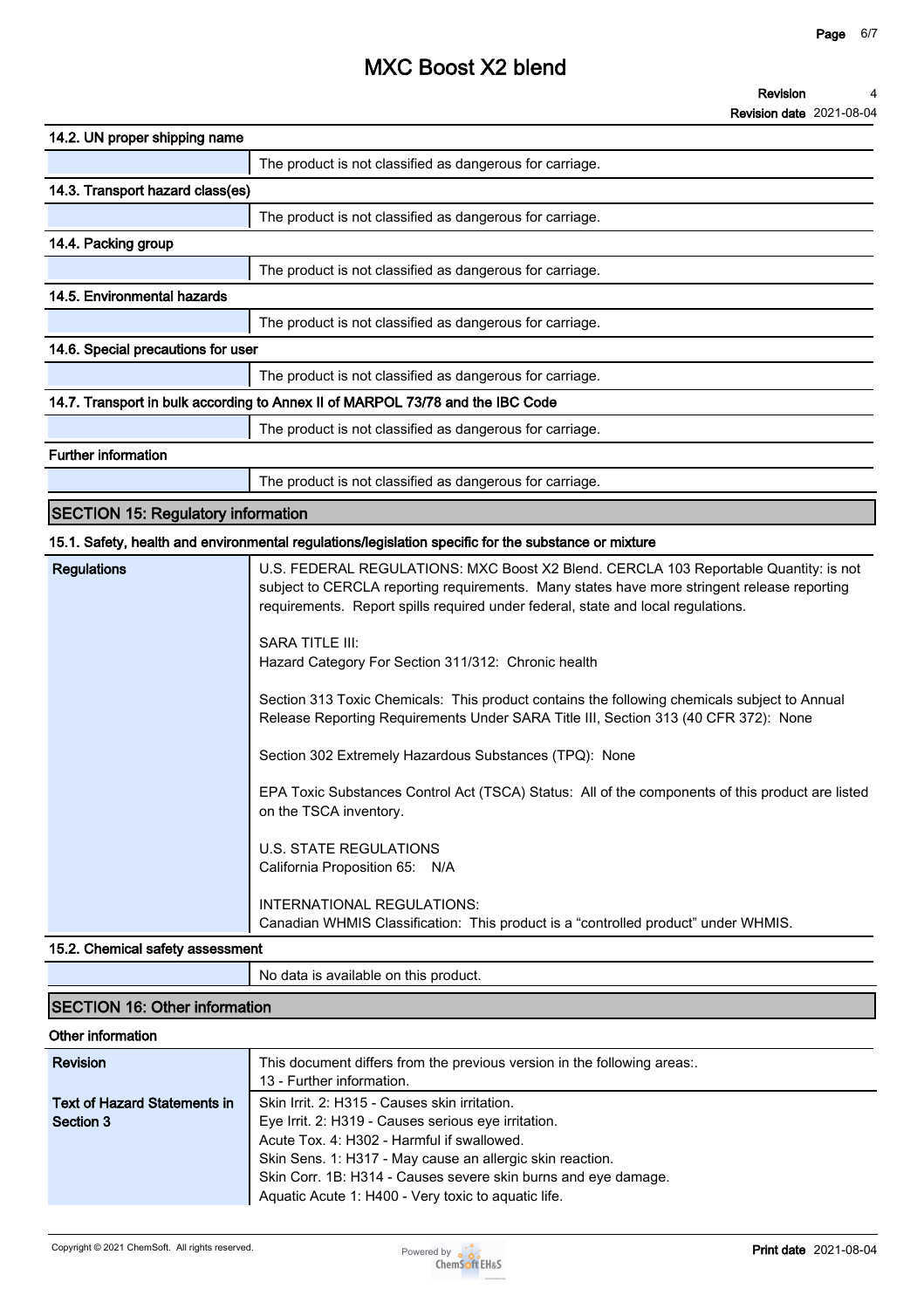#### 14.2. UN proper shipping name

| | |
|---|---|
| | The product is not classified as dangerous for carriage. |

#### 14.3. Transport hazard class(es)

| | |
|---|---|
| | The product is not classified as dangerous for carriage. |

#### 14.4. Packing group

| | |
|---|---|
| | The product is not classified as dangerous for carriage. |

#### 14.5. Environmental hazards

| | |
|---|---|
| | The product is not classified as dangerous for carriage. |

#### 14.6. Special precautions for user

| | |
|---|---|
| | The product is not classified as dangerous for carriage. |

#### 14.7. Transport in bulk according to Annex II of MARPOL 73/78 and the IBC Code

| | |
|---|---|
| | The product is not classified as dangerous for carriage. |

#### Further information

| | |
|---|---|
| | The product is not classified as dangerous for carriage. |

## SECTION 15: Regulatory information

#### 15.1. Safety, health and environmental regulations/legislation specific for the substance or mixture

| | |
|---|---|
| **Regulations** | U.S. FEDERAL REGULATIONS: MXC Boost X2 Blend. CERCLA 103 Reportable Quantity: is not subject to CERCLA reporting requirements. Many states have more stringent release reporting requirements. Report spills required under federal, state and local regulations.<br><br>SARA TITLE III:<br>Hazard Category For Section 311/312: Chronic health<br><br>Section 313 Toxic Chemicals: This product contains the following chemicals subject to Annual Release Reporting Requirements Under SARA Title III, Section 313 (40 CFR 372): None<br><br>Section 302 Extremely Hazardous Substances (TPQ): None<br><br>EPA Toxic Substances Control Act (TSCA) Status: All of the components of this product are listed on the TSCA inventory.<br><br>U.S. STATE REGULATIONS<br>California Proposition 65: N/A<br><br>INTERNATIONAL REGULATIONS:<br>Canadian WHMIS Classification: This product is a “controlled product” under WHMIS. |

#### 15.2. Chemical safety assessment

| | |
|---|---|
| | No data is available on this product. |

## SECTION 16: Other information

#### Other information

| | |
|---|---|
| **Revision** | This document differs from the previous version in the following areas:.<br>13 - Further information. |
| **Text of Hazard Statements in Section 3** | Skin Irrit. 2: H315 - Causes skin irritation.<br>Eye Irrit. 2: H319 - Causes serious eye irritation.<br>Acute Tox. 4: H302 - Harmful if swallowed.<br>Skin Sens. 1: H317 - May cause an allergic skin reaction.<br>Skin Corr. 1B: H314 - Causes severe skin burns and eye damage.<br>Aquatic Acute 1: H400 - Very toxic to aquatic life. |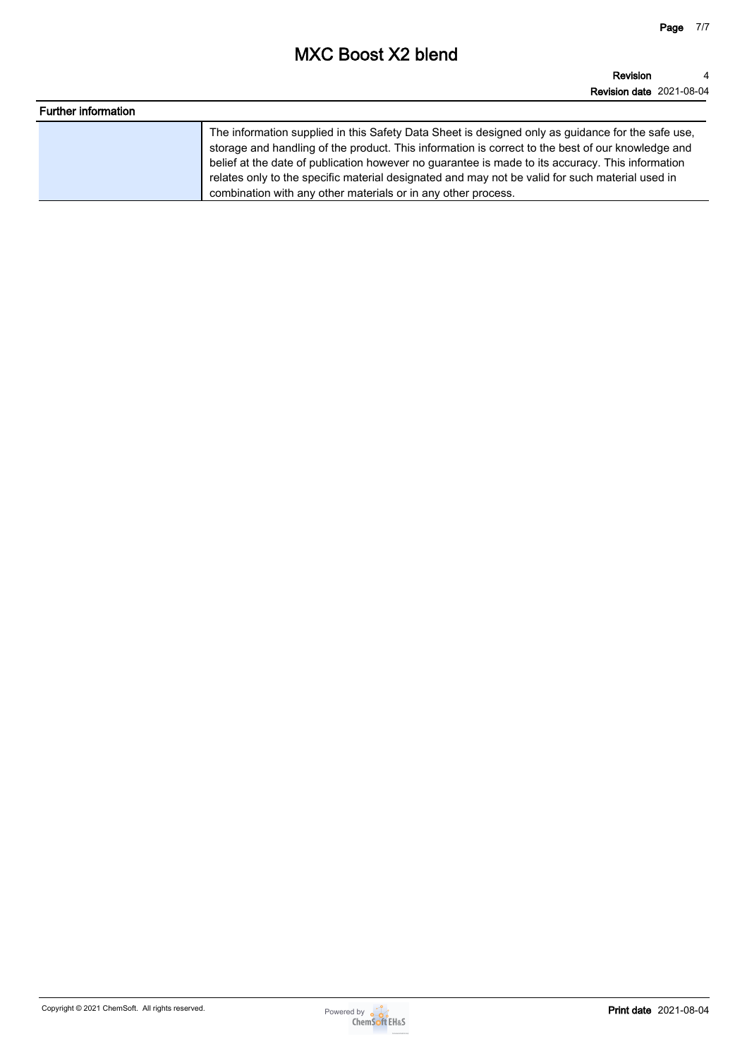## Further information

| | |
|---|---|
| | The information supplied in this Safety Data Sheet is designed only as guidance for the safe use, storage and handling of the product. This information is correct to the best of our knowledge and belief at the date of publication however no guarantee is made to its accuracy. This information relates only to the specific material designated and may not be valid for such material used in combination with any other materials or in any other process. |